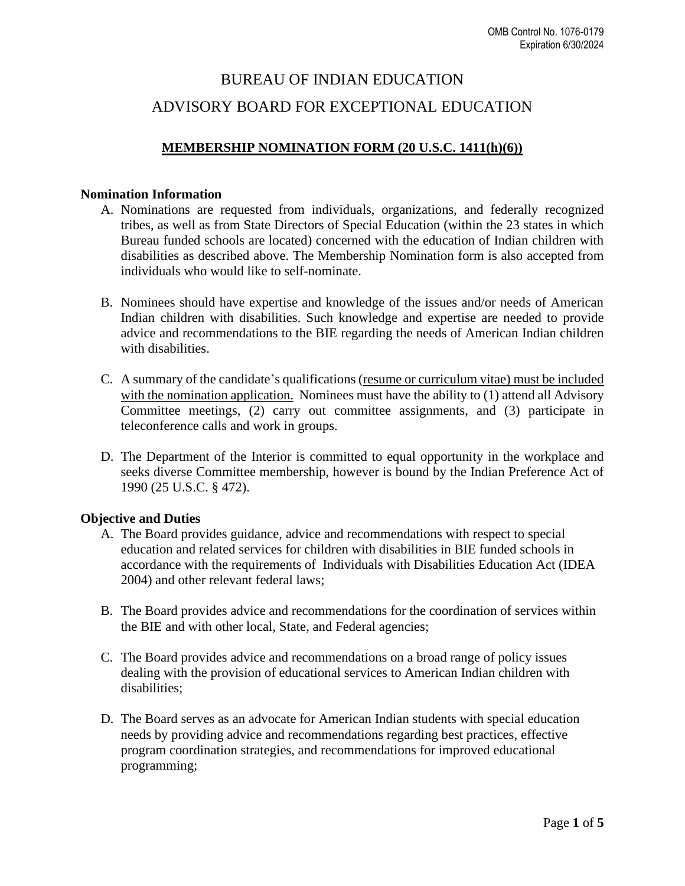OMB Control No. 1076-0179
Expiration 6/30/2024

# BUREAU OF INDIAN EDUCATION

# ADVISORY BOARD FOR EXCEPTIONAL EDUCATION

## MEMBERSHIP NOMINATION FORM (20 U.S.C. 1411(h)(6))

### Nomination Information

A. Nominations are requested from individuals, organizations, and federally recognized tribes, as well as from State Directors of Special Education (within the 23 states in which Bureau funded schools are located) concerned with the education of Indian children with disabilities as described above. The Membership Nomination form is also accepted from individuals who would like to self-nominate.

B. Nominees should have expertise and knowledge of the issues and/or needs of American Indian children with disabilities. Such knowledge and expertise are needed to provide advice and recommendations to the BIE regarding the needs of American Indian children with disabilities.

C. A summary of the candidate's qualifications (resume or curriculum vitae) must be included with the nomination application. Nominees must have the ability to (1) attend all Advisory Committee meetings, (2) carry out committee assignments, and (3) participate in teleconference calls and work in groups.

D. The Department of the Interior is committed to equal opportunity in the workplace and seeks diverse Committee membership, however is bound by the Indian Preference Act of 1990 (25 U.S.C. § 472).

### Objective and Duties

A. The Board provides guidance, advice and recommendations with respect to special education and related services for children with disabilities in BIE funded schools in accordance with the requirements of Individuals with Disabilities Education Act (IDEA 2004) and other relevant federal laws;

B. The Board provides advice and recommendations for the coordination of services within the BIE and with other local, State, and Federal agencies;

C. The Board provides advice and recommendations on a broad range of policy issues dealing with the provision of educational services to American Indian children with disabilities;

D. The Board serves as an advocate for American Indian students with special education needs by providing advice and recommendations regarding best practices, effective program coordination strategies, and recommendations for improved educational programming;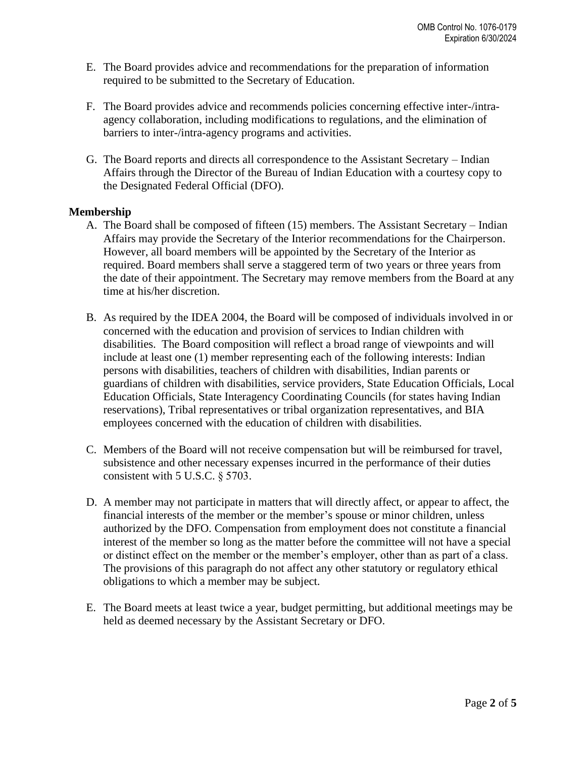E. The Board provides advice and recommendations for the preparation of information required to be submitted to the Secretary of Education.

F. The Board provides advice and recommends policies concerning effective inter-/intra-agency collaboration, including modifications to regulations, and the elimination of barriers to inter-/intra-agency programs and activities.

G. The Board reports and directs all correspondence to the Assistant Secretary – Indian Affairs through the Director of the Bureau of Indian Education with a courtesy copy to the Designated Federal Official (DFO).

**Membership**

A. The Board shall be composed of fifteen (15) members. The Assistant Secretary – Indian Affairs may provide the Secretary of the Interior recommendations for the Chairperson. However, all board members will be appointed by the Secretary of the Interior as required. Board members shall serve a staggered term of two years or three years from the date of their appointment. The Secretary may remove members from the Board at any time at his/her discretion.

B. As required by the IDEA 2004, the Board will be composed of individuals involved in or concerned with the education and provision of services to Indian children with disabilities. The Board composition will reflect a broad range of viewpoints and will include at least one (1) member representing each of the following interests: Indian persons with disabilities, teachers of children with disabilities, Indian parents or guardians of children with disabilities, service providers, State Education Officials, Local Education Officials, State Interagency Coordinating Councils (for states having Indian reservations), Tribal representatives or tribal organization representatives, and BIA employees concerned with the education of children with disabilities.

C. Members of the Board will not receive compensation but will be reimbursed for travel, subsistence and other necessary expenses incurred in the performance of their duties consistent with 5 U.S.C. § 5703.

D. A member may not participate in matters that will directly affect, or appear to affect, the financial interests of the member or the member's spouse or minor children, unless authorized by the DFO. Compensation from employment does not constitute a financial interest of the member so long as the matter before the committee will not have a special or distinct effect on the member or the member's employer, other than as part of a class. The provisions of this paragraph do not affect any other statutory or regulatory ethical obligations to which a member may be subject.

E. The Board meets at least twice a year, budget permitting, but additional meetings may be held as deemed necessary by the Assistant Secretary or DFO.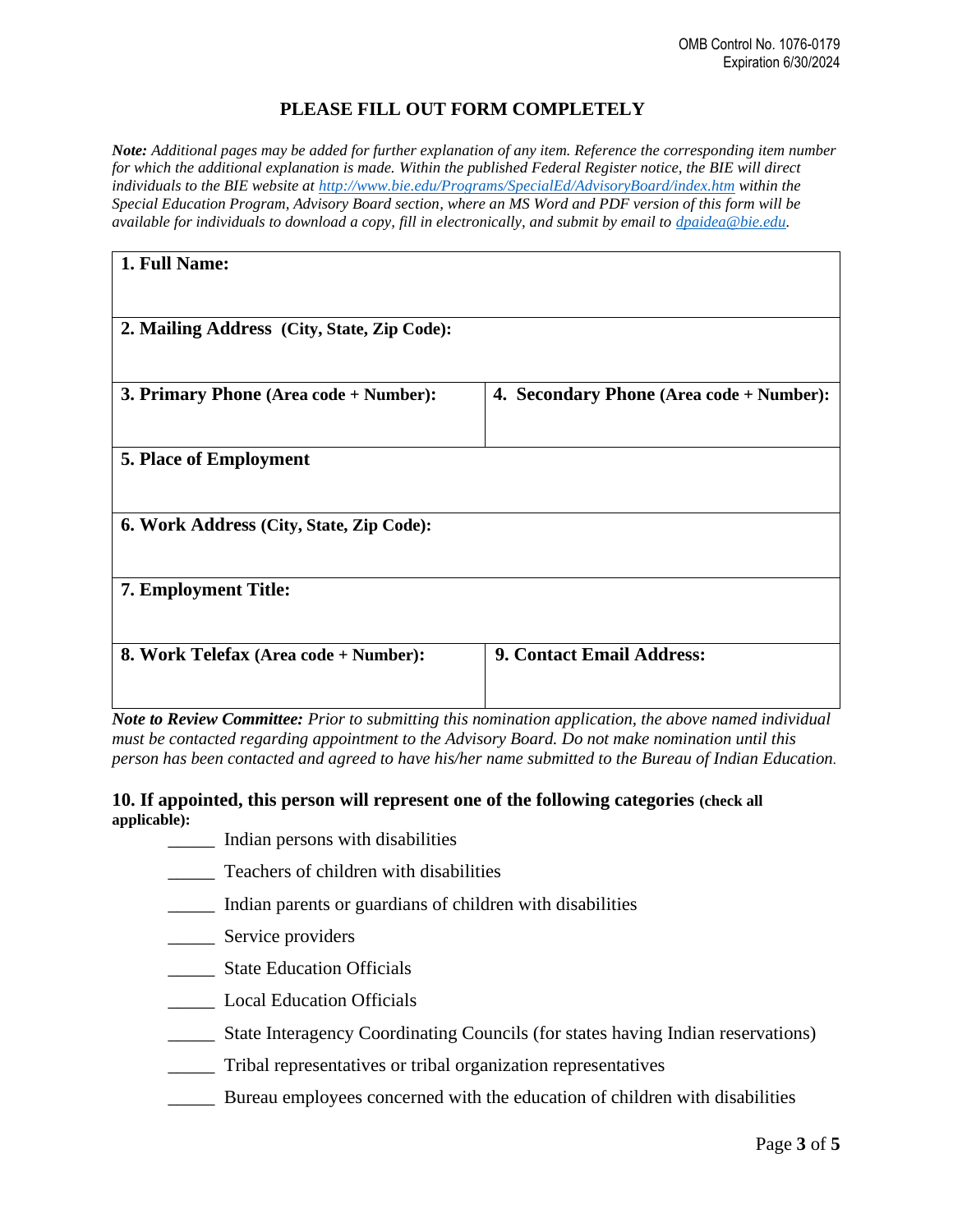OMB Control No. 1076-0179
Expiration 6/30/2024

# PLEASE FILL OUT FORM COMPLETELY

***Note:*** *Additional pages may be added for further explanation of any item. Reference the corresponding item number for which the additional explanation is made. Within the published Federal Register notice, the BIE will direct individuals to the BIE website at [http://www.bie.edu/Programs/SpecialEd/AdvisoryBoard/index.htm](http://www.bie.edu/Programs/SpecialEd/AdvisoryBoard/index.htm) within the Special Education Program, Advisory Board section, where an MS Word and PDF version of this form will be available for individuals to download a copy, fill in electronically, and submit by email to [dpaidea@bie.edu](mailto:dpaidea@bie.edu).*

| | |
|---|---|
| **1. Full Name:** | |
| **2. Mailing Address (City, State, Zip Code):** | |
| **3. Primary Phone (Area code + Number):** | **4. Secondary Phone (Area code + Number):** |
| **5. Place of Employment** | |
| **6. Work Address (City, State, Zip Code):** | |
| **7. Employment Title:** | |
| **8. Work Telefax (Area code + Number):** | **9. Contact Email Address:** |

***Note to Review Committee:*** *Prior to submitting this nomination application, the above named individual must be contacted regarding appointment to the Advisory Board. Do not make nomination until this person has been contacted and agreed to have his/her name submitted to the Bureau of Indian Education.*

**10. If appointed, this person will represent one of the following categories (check all applicable):**

_____ Indian persons with disabilities

_____ Teachers of children with disabilities

_____ Indian parents or guardians of children with disabilities

_____ Service providers

_____ State Education Officials

_____ Local Education Officials

_____ State Interagency Coordinating Councils (for states having Indian reservations)

_____ Tribal representatives or tribal organization representatives

_____ Bureau employees concerned with the education of children with disabilities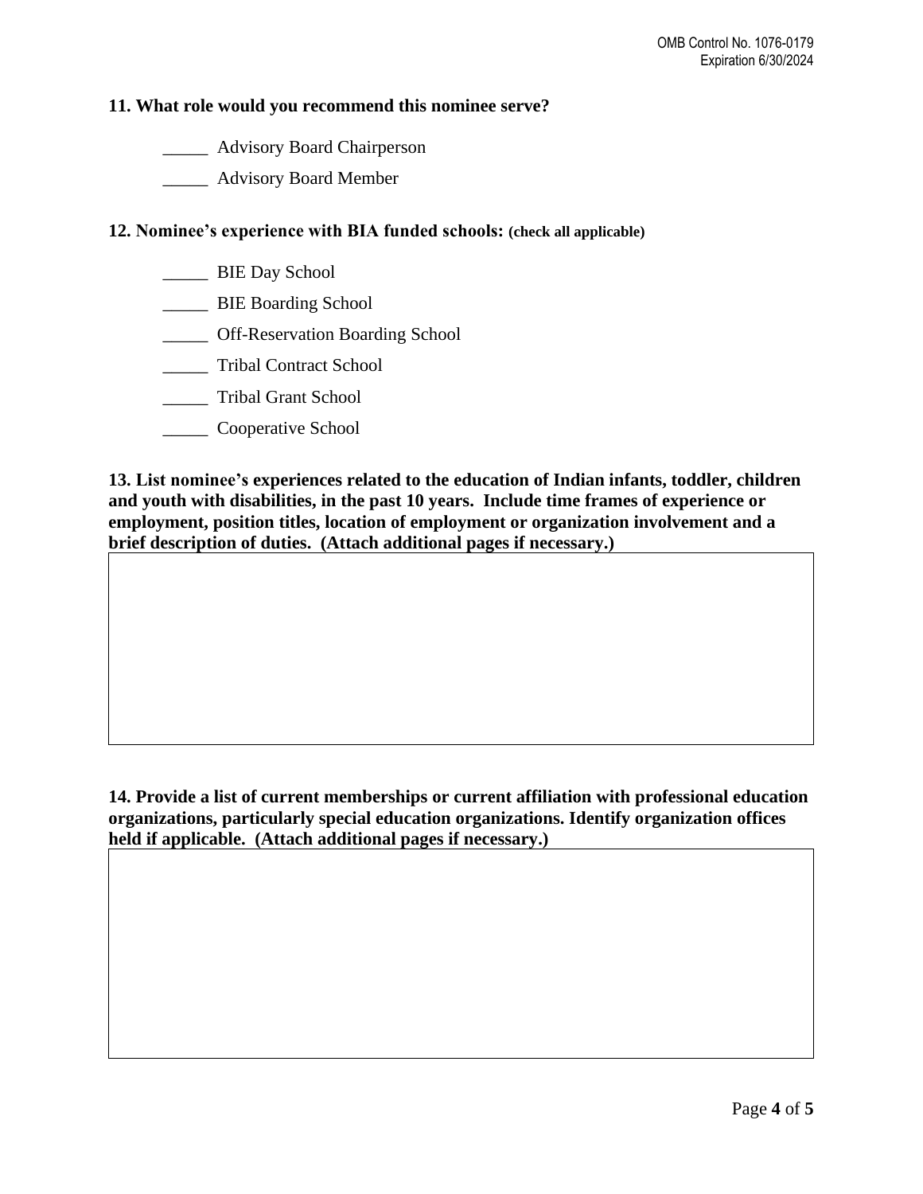**11. What role would you recommend this nominee serve?**

_____ Advisory Board Chairperson

_____ Advisory Board Member

**12. Nominee's experience with BIA funded schools: (check all applicable)**

_____ BIE Day School

_____ BIE Boarding School

_____ Off-Reservation Boarding School

_____ Tribal Contract School

_____ Tribal Grant School

_____ Cooperative School

**13. List nominee's experiences related to the education of Indian infants, toddler, children and youth with disabilities, in the past 10 years. Include time frames of experience or employment, position titles, location of employment or organization involvement and a brief description of duties. (Attach additional pages if necessary.)**

**14. Provide a list of current memberships or current affiliation with professional education organizations, particularly special education organizations. Identify organization offices held if applicable. (Attach additional pages if necessary.)**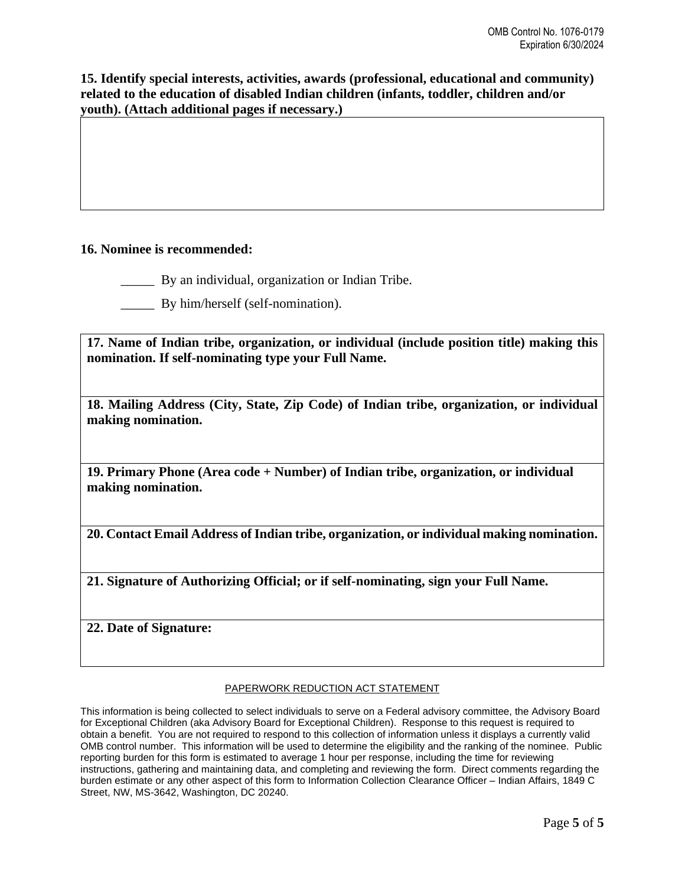**15. Identify special interests, activities, awards (professional, educational and community) related to the education of disabled Indian children (infants, toddler, children and/or youth). (Attach additional pages if necessary.)**

**16. Nominee is recommended:**

_____ By an individual, organization or Indian Tribe.

_____ By him/herself (self-nomination).

| |
|---|
| **17. Name of Indian tribe, organization, or individual (include position title) making this nomination. If self-nominating type your Full Name.** |
| **18. Mailing Address (City, State, Zip Code) of Indian tribe, organization, or individual making nomination.** |
| **19. Primary Phone (Area code + Number) of Indian tribe, organization, or individual making nomination.** |
| **20. Contact Email Address of Indian tribe, organization, or individual making nomination.** |
| **21. Signature of Authorizing Official; or if self-nominating, sign your Full Name.** |
| **22. Date of Signature:** |

PAPERWORK REDUCTION ACT STATEMENT

This information is being collected to select individuals to serve on a Federal advisory committee, the Advisory Board for Exceptional Children (aka Advisory Board for Exceptional Children). Response to this request is required to obtain a benefit. You are not required to respond to this collection of information unless it displays a currently valid OMB control number. This information will be used to determine the eligibility and the ranking of the nominee. Public reporting burden for this form is estimated to average 1 hour per response, including the time for reviewing instructions, gathering and maintaining data, and completing and reviewing the form. Direct comments regarding the burden estimate or any other aspect of this form to Information Collection Clearance Officer – Indian Affairs, 1849 C Street, NW, MS-3642, Washington, DC 20240.